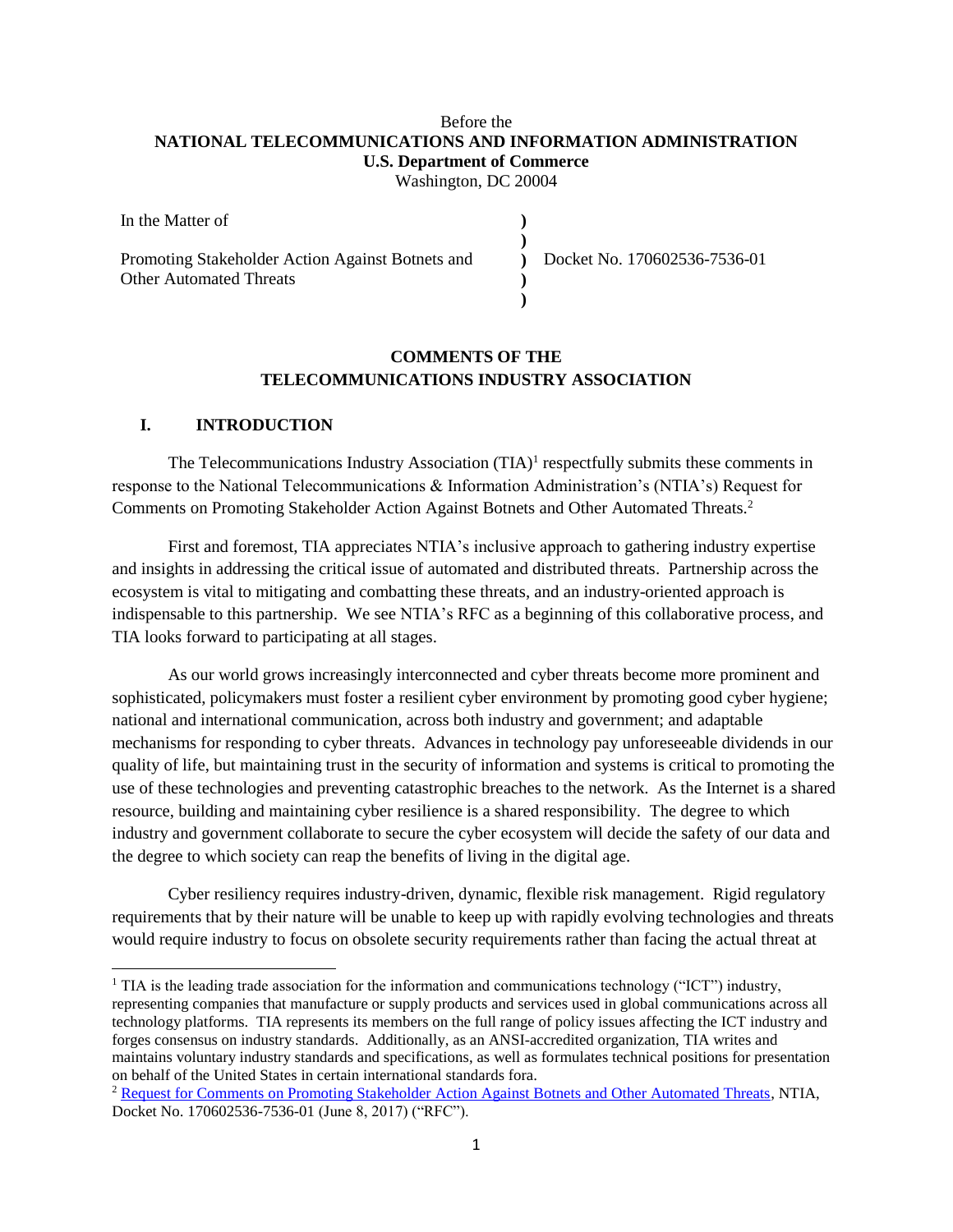Before the
**NATIONAL TELECOMMUNICATIONS AND INFORMATION ADMINISTRATION**
**U.S. Department of Commerce**
Washington, DC 20004

| | | |
|---|---|---|
| In the Matter of | ) | |
| | ) | |
| Promoting Stakeholder Action Against Botnets and Other Automated Threats | ) | Docket No. 170602536-7536-01 |
| | ) | |
| | ) | |

**COMMENTS OF THE TELECOMMUNICATIONS INDUSTRY ASSOCIATION**

## I. INTRODUCTION

The Telecommunications Industry Association (TIA)[1] respectfully submits these comments in response to the National Telecommunications & Information Administration's (NTIA's) Request for Comments on Promoting Stakeholder Action Against Botnets and Other Automated Threats.[2]

First and foremost, TIA appreciates NTIA's inclusive approach to gathering industry expertise and insights in addressing the critical issue of automated and distributed threats. Partnership across the ecosystem is vital to mitigating and combatting these threats, and an industry-oriented approach is indispensable to this partnership. We see NTIA's RFC as a beginning of this collaborative process, and TIA looks forward to participating at all stages.

As our world grows increasingly interconnected and cyber threats become more prominent and sophisticated, policymakers must foster a resilient cyber environment by promoting good cyber hygiene; national and international communication, across both industry and government; and adaptable mechanisms for responding to cyber threats. Advances in technology pay unforeseeable dividends in our quality of life, but maintaining trust in the security of information and systems is critical to promoting the use of these technologies and preventing catastrophic breaches to the network. As the Internet is a shared resource, building and maintaining cyber resilience is a shared responsibility. The degree to which industry and government collaborate to secure the cyber ecosystem will decide the safety of our data and the degree to which society can reap the benefits of living in the digital age.

Cyber resiliency requires industry-driven, dynamic, flexible risk management. Rigid regulatory requirements that by their nature will be unable to keep up with rapidly evolving technologies and threats would require industry to focus on obsolete security requirements rather than facing the actual threat at

---

[1] TIA is the leading trade association for the information and communications technology ("ICT") industry, representing companies that manufacture or supply products and services used in global communications across all technology platforms. TIA represents its members on the full range of policy issues affecting the ICT industry and forges consensus on industry standards. Additionally, as an ANSI-accredited organization, TIA writes and maintains voluntary industry standards and specifications, as well as formulates technical positions for presentation on behalf of the United States in certain international standards fora.

[2] Request for Comments on Promoting Stakeholder Action Against Botnets and Other Automated Threats, NTIA, Docket No. 170602536-7536-01 (June 8, 2017) ("RFC").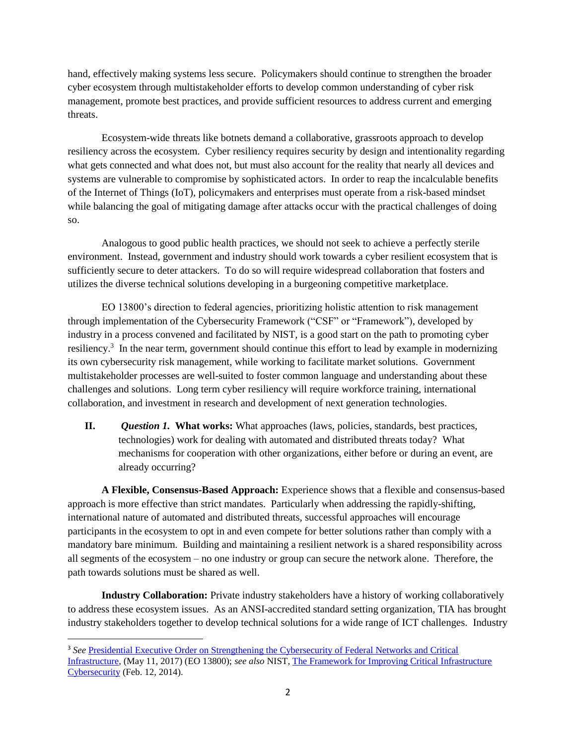hand, effectively making systems less secure. Policymakers should continue to strengthen the broader cyber ecosystem through multistakeholder efforts to develop common understanding of cyber risk management, promote best practices, and provide sufficient resources to address current and emerging threats.

Ecosystem-wide threats like botnets demand a collaborative, grassroots approach to develop resiliency across the ecosystem. Cyber resiliency requires security by design and intentionality regarding what gets connected and what does not, but must also account for the reality that nearly all devices and systems are vulnerable to compromise by sophisticated actors. In order to reap the incalculable benefits of the Internet of Things (IoT), policymakers and enterprises must operate from a risk-based mindset while balancing the goal of mitigating damage after attacks occur with the practical challenges of doing so.

Analogous to good public health practices, we should not seek to achieve a perfectly sterile environment. Instead, government and industry should work towards a cyber resilient ecosystem that is sufficiently secure to deter attackers. To do so will require widespread collaboration that fosters and utilizes the diverse technical solutions developing in a burgeoning competitive marketplace.

EO 13800's direction to federal agencies, prioritizing holistic attention to risk management through implementation of the Cybersecurity Framework ("CSF" or "Framework"), developed by industry in a process convened and facilitated by NIST, is a good start on the path to promoting cyber resiliency.[3] In the near term, government should continue this effort to lead by example in modernizing its own cybersecurity risk management, while working to facilitate market solutions. Government multistakeholder processes are well-suited to foster common language and understanding about these challenges and solutions. Long term cyber resiliency will require workforce training, international collaboration, and investment in research and development of next generation technologies.

## II. *Question 1.* **What works:** What approaches (laws, policies, standards, best practices, technologies) work for dealing with automated and distributed threats today? What mechanisms for cooperation with other organizations, either before or during an event, are already occurring?

**A Flexible, Consensus-Based Approach:** Experience shows that a flexible and consensus-based approach is more effective than strict mandates. Particularly when addressing the rapidly-shifting, international nature of automated and distributed threats, successful approaches will encourage participants in the ecosystem to opt in and even compete for better solutions rather than comply with a mandatory bare minimum. Building and maintaining a resilient network is a shared responsibility across all segments of the ecosystem – no one industry or group can secure the network alone. Therefore, the path towards solutions must be shared as well.

**Industry Collaboration:** Private industry stakeholders have a history of working collaboratively to address these ecosystem issues. As an ANSI-accredited standard setting organization, TIA has brought industry stakeholders together to develop technical solutions for a wide range of ICT challenges. Industry

---

[3] *See* Presidential Executive Order on Strengthening the Cybersecurity of Federal Networks and Critical Infrastructure, (May 11, 2017) (EO 13800); *see also* NIST, The Framework for Improving Critical Infrastructure Cybersecurity (Feb. 12, 2014).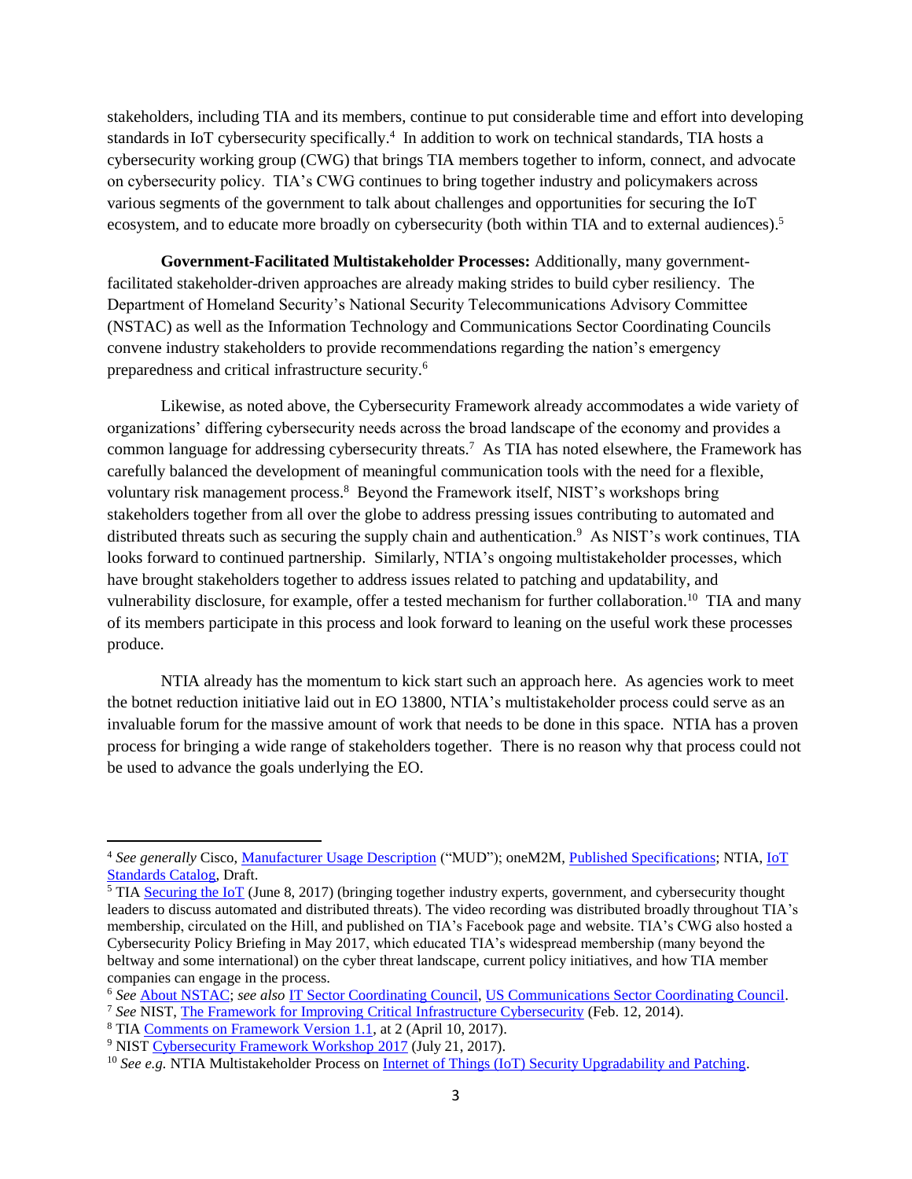stakeholders, including TIA and its members, continue to put considerable time and effort into developing standards in IoT cybersecurity specifically.[4] In addition to work on technical standards, TIA hosts a cybersecurity working group (CWG) that brings TIA members together to inform, connect, and advocate on cybersecurity policy. TIA's CWG continues to bring together industry and policymakers across various segments of the government to talk about challenges and opportunities for securing the IoT ecosystem, and to educate more broadly on cybersecurity (both within TIA and to external audiences).[5]

**Government-Facilitated Multistakeholder Processes:** Additionally, many government-facilitated stakeholder-driven approaches are already making strides to build cyber resiliency. The Department of Homeland Security's National Security Telecommunications Advisory Committee (NSTAC) as well as the Information Technology and Communications Sector Coordinating Councils convene industry stakeholders to provide recommendations regarding the nation's emergency preparedness and critical infrastructure security.[6]

Likewise, as noted above, the Cybersecurity Framework already accommodates a wide variety of organizations' differing cybersecurity needs across the broad landscape of the economy and provides a common language for addressing cybersecurity threats.[7] As TIA has noted elsewhere, the Framework has carefully balanced the development of meaningful communication tools with the need for a flexible, voluntary risk management process.[8] Beyond the Framework itself, NIST's workshops bring stakeholders together from all over the globe to address pressing issues contributing to automated and distributed threats such as securing the supply chain and authentication.[9] As NIST's work continues, TIA looks forward to continued partnership. Similarly, NTIA's ongoing multistakeholder processes, which have brought stakeholders together to address issues related to patching and updatability, and vulnerability disclosure, for example, offer a tested mechanism for further collaboration.[10] TIA and many of its members participate in this process and look forward to leaning on the useful work these processes produce.

NTIA already has the momentum to kick start such an approach here. As agencies work to meet the botnet reduction initiative laid out in EO 13800, NTIA's multistakeholder process could serve as an invaluable forum for the massive amount of work that needs to be done in this space. NTIA has a proven process for bringing a wide range of stakeholders together. There is no reason why that process could not be used to advance the goals underlying the EO.

---

[4] *See generally* Cisco, Manufacturer Usage Description ("MUD"); oneM2M, Published Specifications; NTIA, IoT Standards Catalog, Draft.

[5] TIA Securing the IoT (June 8, 2017) (bringing together industry experts, government, and cybersecurity thought leaders to discuss automated and distributed threats). The video recording was distributed broadly throughout TIA's membership, circulated on the Hill, and published on TIA's Facebook page and website. TIA's CWG also hosted a Cybersecurity Policy Briefing in May 2017, which educated TIA's widespread membership (many beyond the beltway and some international) on the cyber threat landscape, current policy initiatives, and how TIA member companies can engage in the process.

[6] *See* About NSTAC; *see also* IT Sector Coordinating Council, US Communications Sector Coordinating Council.

[7] *See* NIST, The Framework for Improving Critical Infrastructure Cybersecurity (Feb. 12, 2014).

[8] TIA Comments on Framework Version 1.1, at 2 (April 10, 2017).

[9] NIST Cybersecurity Framework Workshop 2017 (July 21, 2017).

[10] *See e.g.* NTIA Multistakeholder Process on Internet of Things (IoT) Security Upgradability and Patching.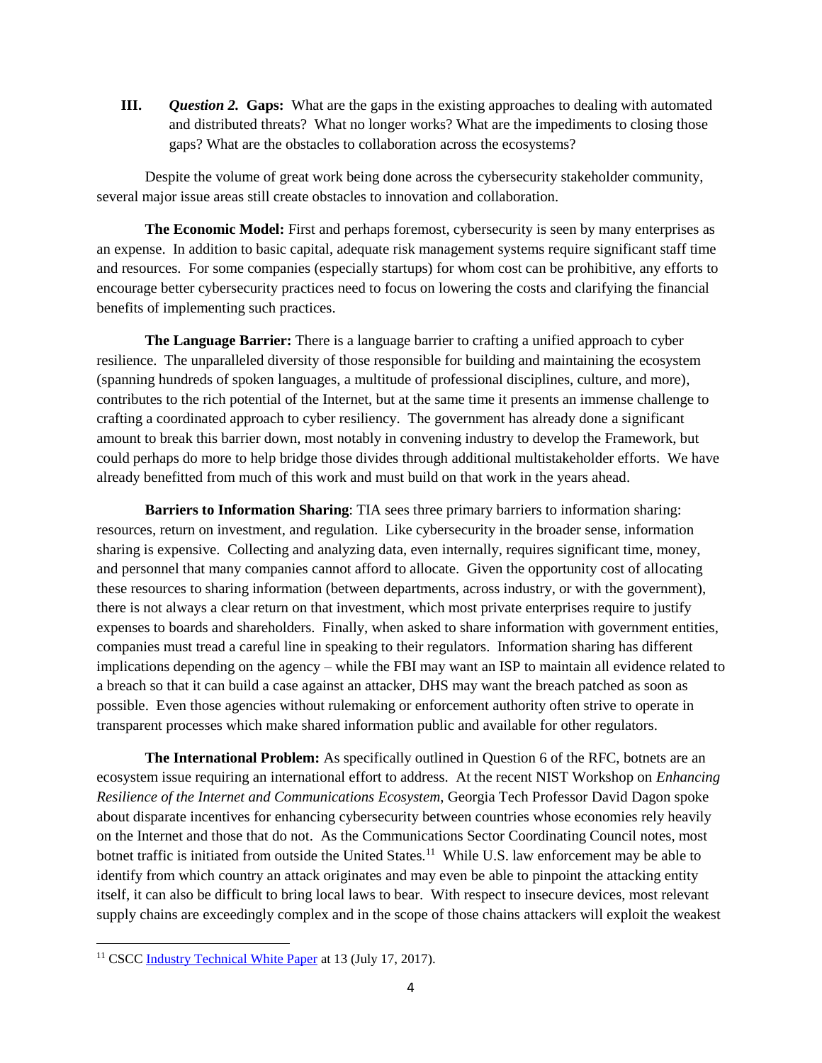**III.** ***Question 2.*** **Gaps:** What are the gaps in the existing approaches to dealing with automated and distributed threats? What no longer works? What are the impediments to closing those gaps? What are the obstacles to collaboration across the ecosystems?

Despite the volume of great work being done across the cybersecurity stakeholder community, several major issue areas still create obstacles to innovation and collaboration.

**The Economic Model:** First and perhaps foremost, cybersecurity is seen by many enterprises as an expense. In addition to basic capital, adequate risk management systems require significant staff time and resources. For some companies (especially startups) for whom cost can be prohibitive, any efforts to encourage better cybersecurity practices need to focus on lowering the costs and clarifying the financial benefits of implementing such practices.

**The Language Barrier:** There is a language barrier to crafting a unified approach to cyber resilience. The unparalleled diversity of those responsible for building and maintaining the ecosystem (spanning hundreds of spoken languages, a multitude of professional disciplines, culture, and more), contributes to the rich potential of the Internet, but at the same time it presents an immense challenge to crafting a coordinated approach to cyber resiliency. The government has already done a significant amount to break this barrier down, most notably in convening industry to develop the Framework, but could perhaps do more to help bridge those divides through additional multistakeholder efforts. We have already benefitted from much of this work and must build on that work in the years ahead.

**Barriers to Information Sharing**: TIA sees three primary barriers to information sharing: resources, return on investment, and regulation. Like cybersecurity in the broader sense, information sharing is expensive. Collecting and analyzing data, even internally, requires significant time, money, and personnel that many companies cannot afford to allocate. Given the opportunity cost of allocating these resources to sharing information (between departments, across industry, or with the government), there is not always a clear return on that investment, which most private enterprises require to justify expenses to boards and shareholders. Finally, when asked to share information with government entities, companies must tread a careful line in speaking to their regulators. Information sharing has different implications depending on the agency – while the FBI may want an ISP to maintain all evidence related to a breach so that it can build a case against an attacker, DHS may want the breach patched as soon as possible. Even those agencies without rulemaking or enforcement authority often strive to operate in transparent processes which make shared information public and available for other regulators.

**The International Problem:** As specifically outlined in Question 6 of the RFC, botnets are an ecosystem issue requiring an international effort to address. At the recent NIST Workshop on *Enhancing Resilience of the Internet and Communications Ecosystem*, Georgia Tech Professor David Dagon spoke about disparate incentives for enhancing cybersecurity between countries whose economies rely heavily on the Internet and those that do not. As the Communications Sector Coordinating Council notes, most botnet traffic is initiated from outside the United States.[11] While U.S. law enforcement may be able to identify from which country an attack originates and may even be able to pinpoint the attacking entity itself, it can also be difficult to bring local laws to bear. With respect to insecure devices, most relevant supply chains are exceedingly complex and in the scope of those chains attackers will exploit the weakest

---

[11] CSCC Industry Technical White Paper at 13 (July 17, 2017).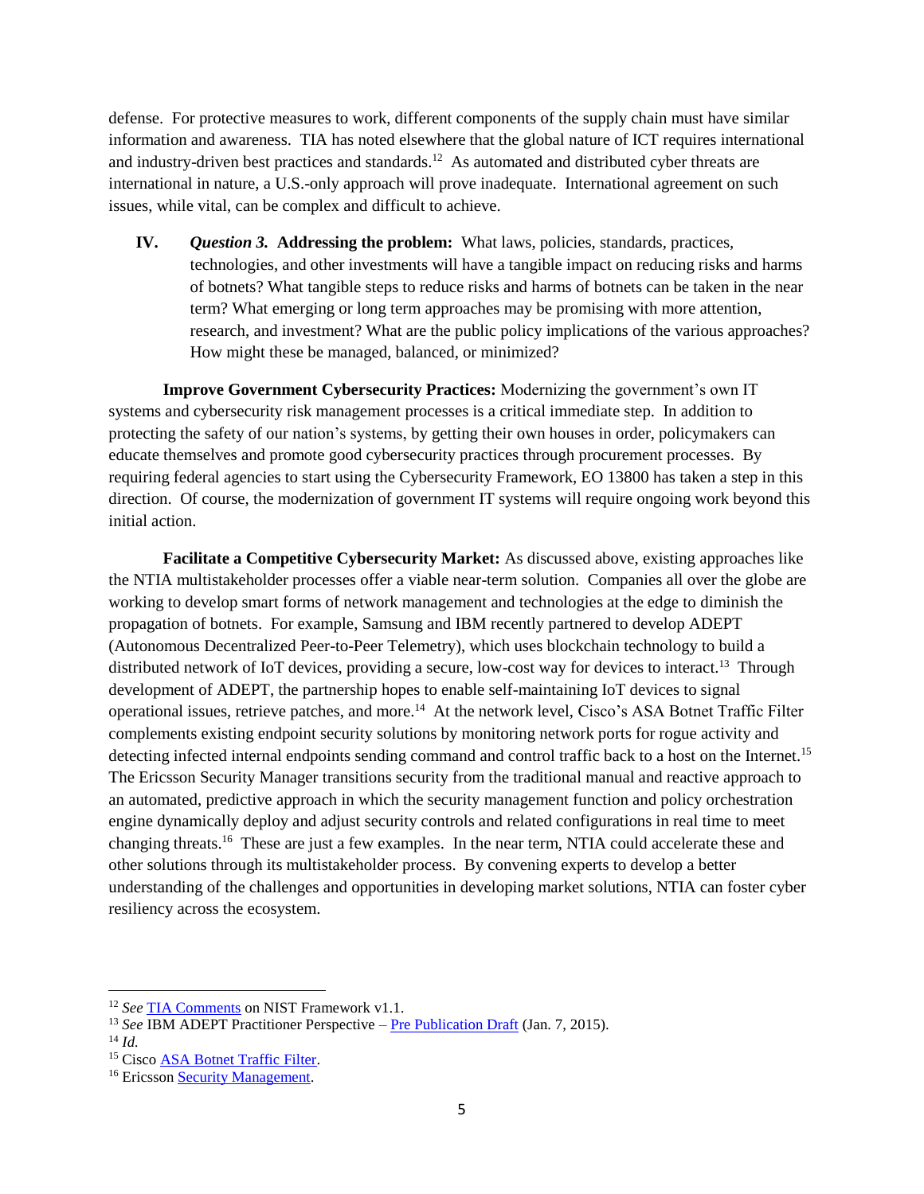defense. For protective measures to work, different components of the supply chain must have similar information and awareness. TIA has noted elsewhere that the global nature of ICT requires international and industry-driven best practices and standards.[12] As automated and distributed cyber threats are international in nature, a U.S.-only approach will prove inadequate. International agreement on such issues, while vital, can be complex and difficult to achieve.

## IV. *Question 3.* Addressing the problem: What laws, policies, standards, practices, technologies, and other investments will have a tangible impact on reducing risks and harms of botnets? What tangible steps to reduce risks and harms of botnets can be taken in the near term? What emerging or long term approaches may be promising with more attention, research, and investment? What are the public policy implications of the various approaches? How might these be managed, balanced, or minimized?

**Improve Government Cybersecurity Practices:** Modernizing the government's own IT systems and cybersecurity risk management processes is a critical immediate step. In addition to protecting the safety of our nation's systems, by getting their own houses in order, policymakers can educate themselves and promote good cybersecurity practices through procurement processes. By requiring federal agencies to start using the Cybersecurity Framework, EO 13800 has taken a step in this direction. Of course, the modernization of government IT systems will require ongoing work beyond this initial action.

**Facilitate a Competitive Cybersecurity Market:** As discussed above, existing approaches like the NTIA multistakeholder processes offer a viable near-term solution. Companies all over the globe are working to develop smart forms of network management and technologies at the edge to diminish the propagation of botnets. For example, Samsung and IBM recently partnered to develop ADEPT (Autonomous Decentralized Peer-to-Peer Telemetry), which uses blockchain technology to build a distributed network of IoT devices, providing a secure, low-cost way for devices to interact.[13] Through development of ADEPT, the partnership hopes to enable self-maintaining IoT devices to signal operational issues, retrieve patches, and more.[14] At the network level, Cisco's ASA Botnet Traffic Filter complements existing endpoint security solutions by monitoring network ports for rogue activity and detecting infected internal endpoints sending command and control traffic back to a host on the Internet.[15] The Ericsson Security Manager transitions security from the traditional manual and reactive approach to an automated, predictive approach in which the security management function and policy orchestration engine dynamically deploy and adjust security controls and related configurations in real time to meet changing threats.[16] These are just a few examples. In the near term, NTIA could accelerate these and other solutions through its multistakeholder process. By convening experts to develop a better understanding of the challenges and opportunities in developing market solutions, NTIA can foster cyber resiliency across the ecosystem.

---

[12] *See* TIA Comments on NIST Framework v1.1.

[13] *See* IBM ADEPT Practitioner Perspective – Pre Publication Draft (Jan. 7, 2015).

[14] *Id.*

[15] Cisco ASA Botnet Traffic Filter.

[16] Ericsson Security Management.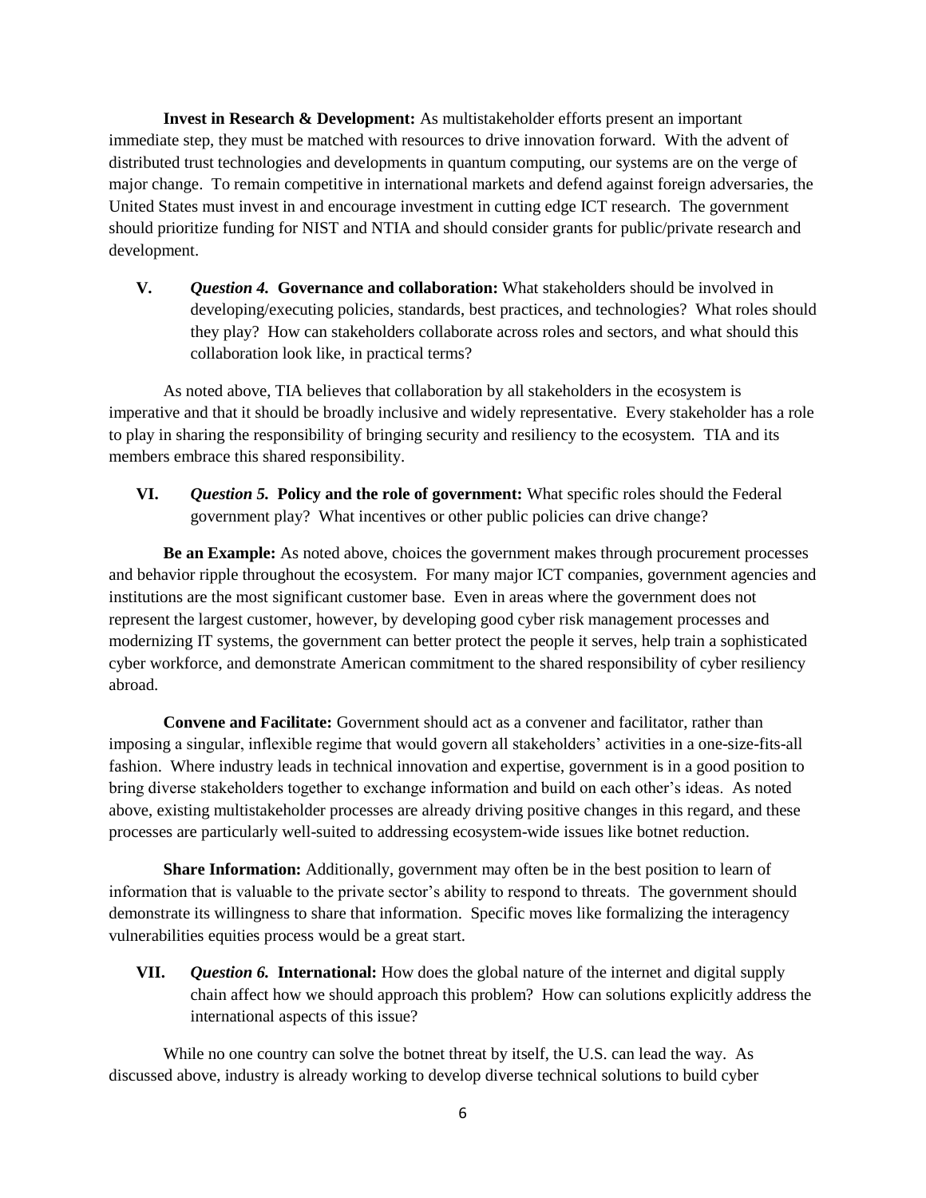**Invest in Research & Development:** As multistakeholder efforts present an important immediate step, they must be matched with resources to drive innovation forward. With the advent of distributed trust technologies and developments in quantum computing, our systems are on the verge of major change. To remain competitive in international markets and defend against foreign adversaries, the United States must invest in and encourage investment in cutting edge ICT research. The government should prioritize funding for NIST and NTIA and should consider grants for public/private research and development.

## V. *Question 4.* **Governance and collaboration:** What stakeholders should be involved in developing/executing policies, standards, best practices, and technologies? What roles should they play? How can stakeholders collaborate across roles and sectors, and what should this collaboration look like, in practical terms?

As noted above, TIA believes that collaboration by all stakeholders in the ecosystem is imperative and that it should be broadly inclusive and widely representative. Every stakeholder has a role to play in sharing the responsibility of bringing security and resiliency to the ecosystem. TIA and its members embrace this shared responsibility.

## VI. *Question 5.* **Policy and the role of government:** What specific roles should the Federal government play? What incentives or other public policies can drive change?

**Be an Example:** As noted above, choices the government makes through procurement processes and behavior ripple throughout the ecosystem. For many major ICT companies, government agencies and institutions are the most significant customer base. Even in areas where the government does not represent the largest customer, however, by developing good cyber risk management processes and modernizing IT systems, the government can better protect the people it serves, help train a sophisticated cyber workforce, and demonstrate American commitment to the shared responsibility of cyber resiliency abroad.

**Convene and Facilitate:** Government should act as a convener and facilitator, rather than imposing a singular, inflexible regime that would govern all stakeholders' activities in a one-size-fits-all fashion. Where industry leads in technical innovation and expertise, government is in a good position to bring diverse stakeholders together to exchange information and build on each other's ideas. As noted above, existing multistakeholder processes are already driving positive changes in this regard, and these processes are particularly well-suited to addressing ecosystem-wide issues like botnet reduction.

**Share Information:** Additionally, government may often be in the best position to learn of information that is valuable to the private sector's ability to respond to threats. The government should demonstrate its willingness to share that information. Specific moves like formalizing the interagency vulnerabilities equities process would be a great start.

## VII. *Question 6.* **International:** How does the global nature of the internet and digital supply chain affect how we should approach this problem? How can solutions explicitly address the international aspects of this issue?

While no one country can solve the botnet threat by itself, the U.S. can lead the way. As discussed above, industry is already working to develop diverse technical solutions to build cyber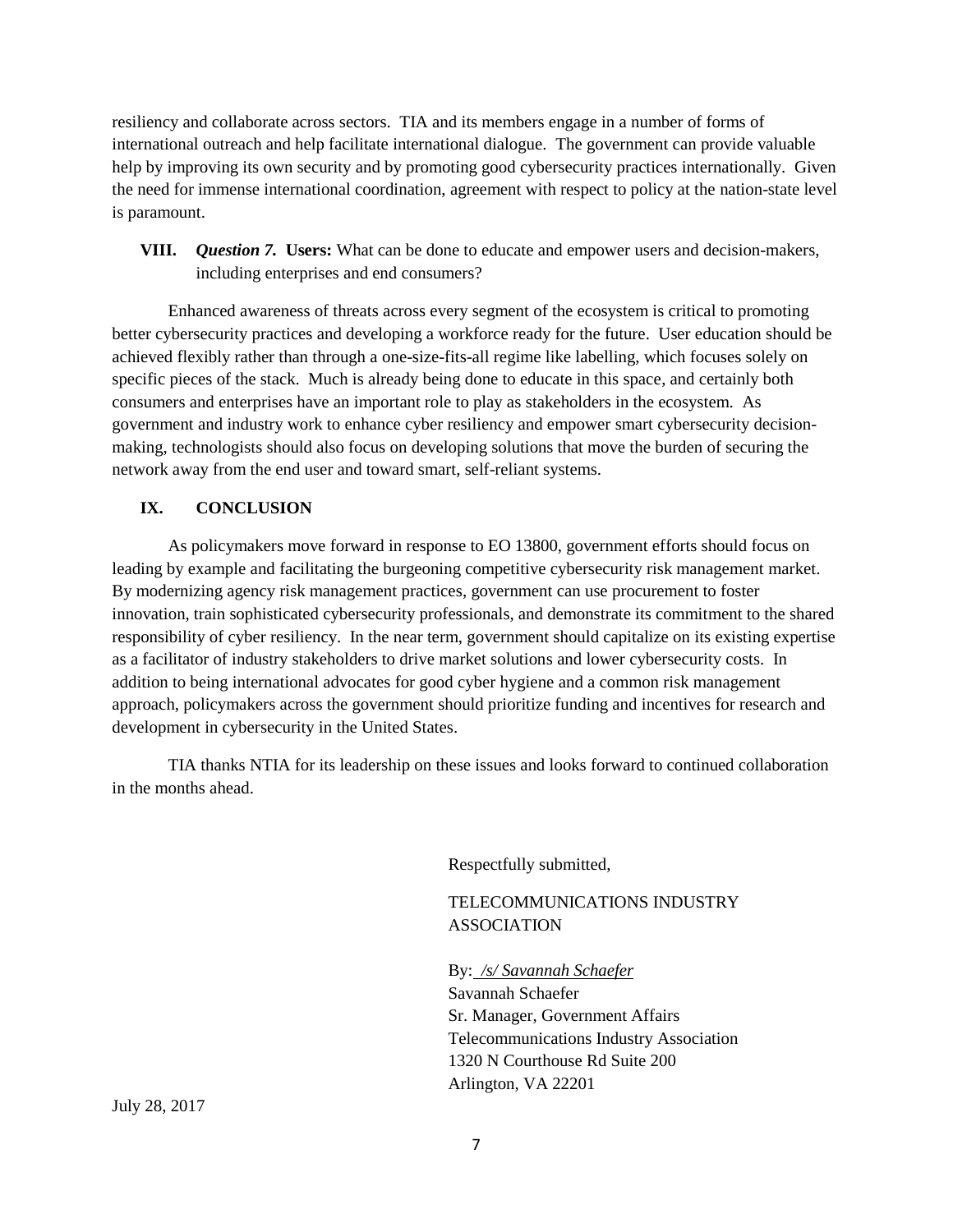resiliency and collaborate across sectors. TIA and its members engage in a number of forms of international outreach and help facilitate international dialogue. The government can provide valuable help by improving its own security and by promoting good cybersecurity practices internationally. Given the need for immense international coordination, agreement with respect to policy at the nation-state level is paramount.

## VIII. *Question 7.* Users: What can be done to educate and empower users and decision-makers, including enterprises and end consumers?

Enhanced awareness of threats across every segment of the ecosystem is critical to promoting better cybersecurity practices and developing a workforce ready for the future. User education should be achieved flexibly rather than through a one-size-fits-all regime like labelling, which focuses solely on specific pieces of the stack. Much is already being done to educate in this space, and certainly both consumers and enterprises have an important role to play as stakeholders in the ecosystem. As government and industry work to enhance cyber resiliency and empower smart cybersecurity decision-making, technologists should also focus on developing solutions that move the burden of securing the network away from the end user and toward smart, self-reliant systems.

## IX. CONCLUSION

As policymakers move forward in response to EO 13800, government efforts should focus on leading by example and facilitating the burgeoning competitive cybersecurity risk management market. By modernizing agency risk management practices, government can use procurement to foster innovation, train sophisticated cybersecurity professionals, and demonstrate its commitment to the shared responsibility of cyber resiliency. In the near term, government should capitalize on its existing expertise as a facilitator of industry stakeholders to drive market solutions and lower cybersecurity costs. In addition to being international advocates for good cyber hygiene and a common risk management approach, policymakers across the government should prioritize funding and incentives for research and development in cybersecurity in the United States.

TIA thanks NTIA for its leadership on these issues and looks forward to continued collaboration in the months ahead.

Respectfully submitted,

TELECOMMUNICATIONS INDUSTRY ASSOCIATION

By: */s/ Savannah Schaefer*
Savannah Schaefer
Sr. Manager, Government Affairs
Telecommunications Industry Association
1320 N Courthouse Rd Suite 200
Arlington, VA 22201

July 28, 2017